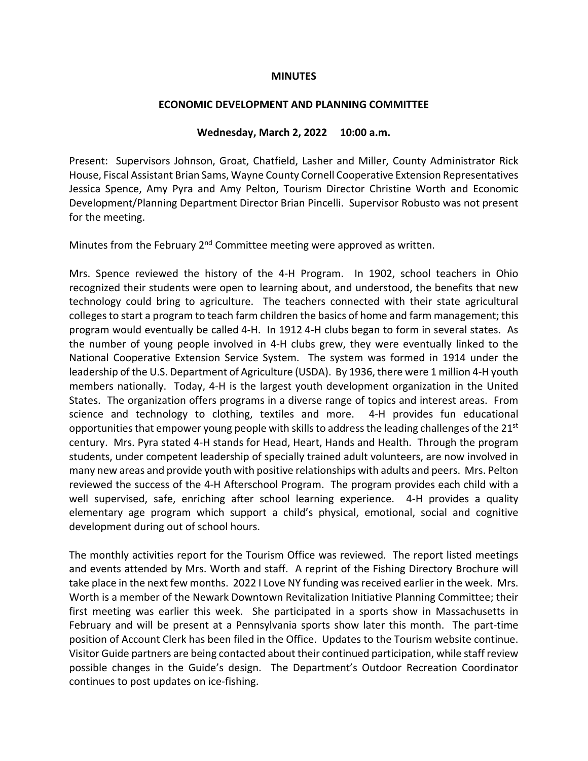**MINUTES**

**ECONOMIC DEVELOPMENT AND PLANNING COMMITTEE**

**Wednesday, March 2, 2022 10:00 a.m.**

Present: Supervisors Johnson, Groat, Chatfield, Lasher and Miller, County Administrator Rick House, Fiscal Assistant Brian Sams, Wayne County Cornell Cooperative Extension Representatives Jessica Spence, Amy Pyra and Amy Pelton, Tourism Director Christine Worth and Economic Development/Planning Department Director Brian Pincelli. Supervisor Robusto was not present for the meeting.

Minutes from the February 2nd Committee meeting were approved as written.

Mrs. Spence reviewed the history of the 4-H Program. In 1902, school teachers in Ohio recognized their students were open to learning about, and understood, the benefits that new technology could bring to agriculture. The teachers connected with their state agricultural colleges to start a program to teach farm children the basics of home and farm management; this program would eventually be called 4-H. In 1912 4-H clubs began to form in several states. As the number of young people involved in 4-H clubs grew, they were eventually linked to the National Cooperative Extension Service System. The system was formed in 1914 under the leadership of the U.S. Department of Agriculture (USDA). By 1936, there were 1 million 4-H youth members nationally. Today, 4-H is the largest youth development organization in the United States. The organization offers programs in a diverse range of topics and interest areas. From science and technology to clothing, textiles and more. 4-H provides fun educational opportunities that empower young people with skills to address the leading challenges of the 21st century. Mrs. Pyra stated 4-H stands for Head, Heart, Hands and Health. Through the program students, under competent leadership of specially trained adult volunteers, are now involved in many new areas and provide youth with positive relationships with adults and peers. Mrs. Pelton reviewed the success of the 4-H Afterschool Program. The program provides each child with a well supervised, safe, enriching after school learning experience. 4-H provides a quality elementary age program which support a child's physical, emotional, social and cognitive development during out of school hours.

The monthly activities report for the Tourism Office was reviewed. The report listed meetings and events attended by Mrs. Worth and staff. A reprint of the Fishing Directory Brochure will take place in the next few months. 2022 I Love NY funding was received earlier in the week. Mrs. Worth is a member of the Newark Downtown Revitalization Initiative Planning Committee; their first meeting was earlier this week. She participated in a sports show in Massachusetts in February and will be present at a Pennsylvania sports show later this month. The part-time position of Account Clerk has been filed in the Office. Updates to the Tourism website continue. Visitor Guide partners are being contacted about their continued participation, while staff review possible changes in the Guide's design. The Department's Outdoor Recreation Coordinator continues to post updates on ice-fishing.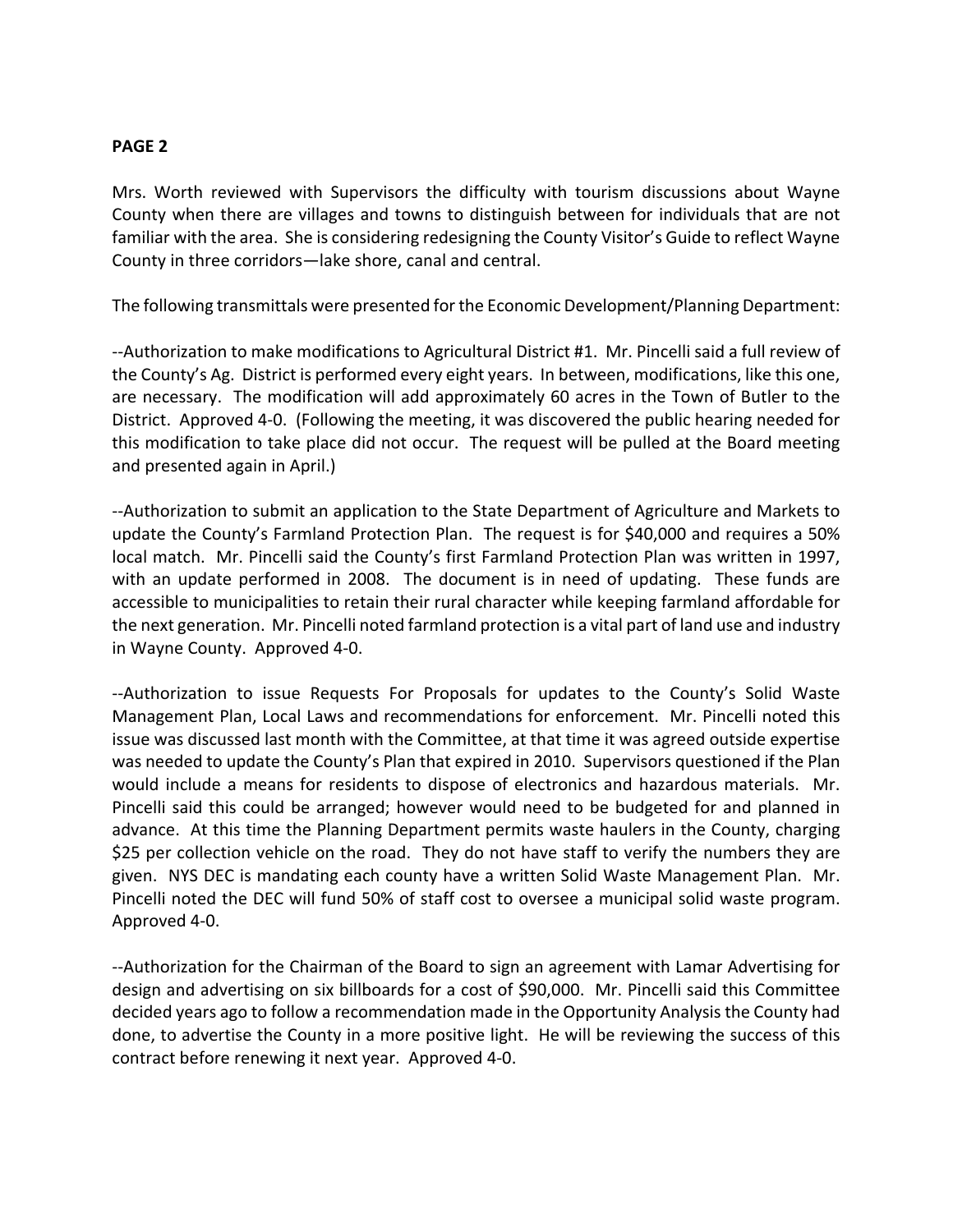Mrs. Worth reviewed with Supervisors the difficulty with tourism discussions about Wayne County when there are villages and towns to distinguish between for individuals that are not familiar with the area. She is considering redesigning the County Visitor's Guide to reflect Wayne County in three corridors—lake shore, canal and central.

The following transmittals were presented for the Economic Development/Planning Department:

--Authorization to make modifications to Agricultural District #1. Mr. Pincelli said a full review of the County's Ag. District is performed every eight years. In between, modifications, like this one, are necessary. The modification will add approximately 60 acres in the Town of Butler to the District. Approved 4-0. (Following the meeting, it was discovered the public hearing needed for this modification to take place did not occur. The request will be pulled at the Board meeting and presented again in April.)

--Authorization to submit an application to the State Department of Agriculture and Markets to update the County's Farmland Protection Plan. The request is for $40,000 and requires a 50% local match. Mr. Pincelli said the County's first Farmland Protection Plan was written in 1997, with an update performed in 2008. The document is in need of updating. These funds are accessible to municipalities to retain their rural character while keeping farmland affordable for the next generation. Mr. Pincelli noted farmland protection is a vital part of land use and industry in Wayne County. Approved 4-0.

--Authorization to issue Requests For Proposals for updates to the County's Solid Waste Management Plan, Local Laws and recommendations for enforcement. Mr. Pincelli noted this issue was discussed last month with the Committee, at that time it was agreed outside expertise was needed to update the County's Plan that expired in 2010. Supervisors questioned if the Plan would include a means for residents to dispose of electronics and hazardous materials. Mr. Pincelli said this could be arranged; however would need to be budgeted for and planned in advance. At this time the Planning Department permits waste haulers in the County, charging $25 per collection vehicle on the road. They do not have staff to verify the numbers they are given. NYS DEC is mandating each county have a written Solid Waste Management Plan. Mr. Pincelli noted the DEC will fund 50% of staff cost to oversee a municipal solid waste program. Approved 4-0.

--Authorization for the Chairman of the Board to sign an agreement with Lamar Advertising for design and advertising on six billboards for a cost of $90,000. Mr. Pincelli said this Committee decided years ago to follow a recommendation made in the Opportunity Analysis the County had done, to advertise the County in a more positive light. He will be reviewing the success of this contract before renewing it next year. Approved 4-0.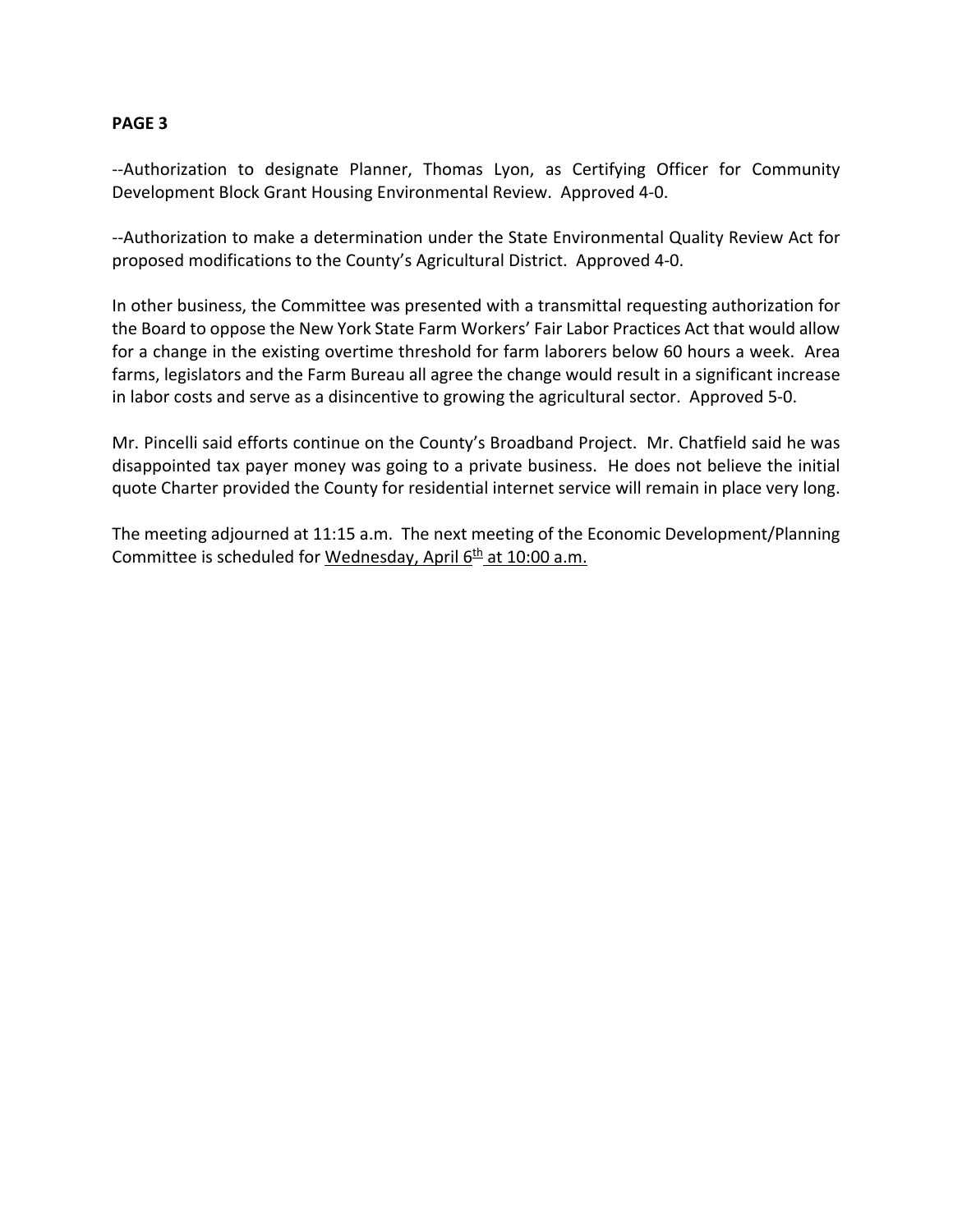--Authorization to designate Planner, Thomas Lyon, as Certifying Officer for Community Development Block Grant Housing Environmental Review. Approved 4-0.

--Authorization to make a determination under the State Environmental Quality Review Act for proposed modifications to the County's Agricultural District. Approved 4-0.

In other business, the Committee was presented with a transmittal requesting authorization for the Board to oppose the New York State Farm Workers' Fair Labor Practices Act that would allow for a change in the existing overtime threshold for farm laborers below 60 hours a week. Area farms, legislators and the Farm Bureau all agree the change would result in a significant increase in labor costs and serve as a disincentive to growing the agricultural sector. Approved 5-0.

Mr. Pincelli said efforts continue on the County's Broadband Project. Mr. Chatfield said he was disappointed tax payer money was going to a private business. He does not believe the initial quote Charter provided the County for residential internet service will remain in place very long.

The meeting adjourned at 11:15 a.m. The next meeting of the Economic Development/Planning Committee is scheduled for <u>Wednesday, April 6th at 10:00 a.m.</u>